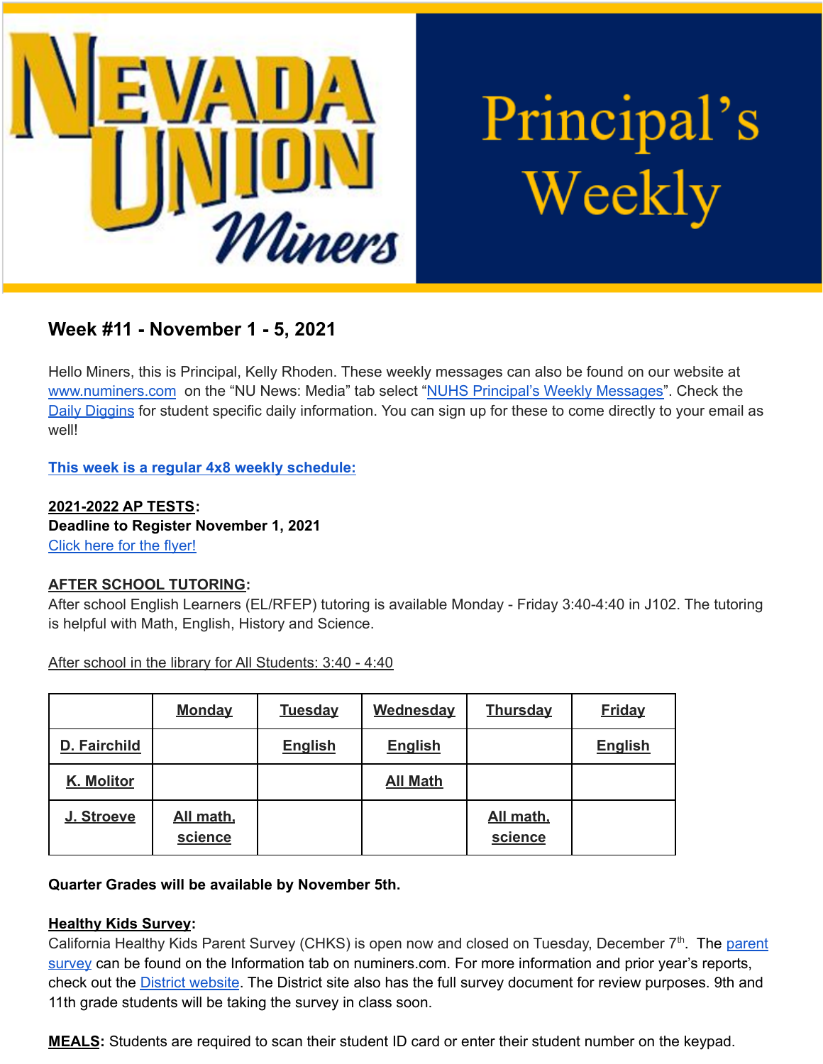# Nevada Union Miners — Principal's Weekly

## Week #11 - November 1 - 5, 2021

Hello Miners, this is Principal, Kelly Rhoden. These weekly messages can also be found on our website at www.numiners.com on the "NU News: Media" tab select "NUHS Principal's Weekly Messages". Check the Daily Diggins for student specific daily information. You can sign up for these to come directly to your email as well!

**This week is a regular 4x8 weekly schedule:**

**2021-2022 AP TESTS:**
**Deadline to Register November 1, 2021**
Click here for the flyer!

**AFTER SCHOOL TUTORING:**
After school English Learners (EL/RFEP) tutoring is available Monday - Friday 3:40-4:40 in J102. The tutoring is helpful with Math, English, History and Science.

After school in the library for All Students: 3:40 - 4:40

| | Monday | Tuesday | Wednesday | Thursday | Friday |
|---|---|---|---|---|---|
| D. Fairchild | | English | English | | English |
| K. Molitor | | | All Math | | |
| J. Stroeve | All math, science | | | All math, science | |

**Quarter Grades will be available by November 5th.**

**Healthy Kids Survey:**
California Healthy Kids Parent Survey (CHKS) is open now and closed on Tuesday, December 7th. The parent survey can be found on the Information tab on numiners.com. For more information and prior year's reports, check out the District website. The District site also has the full survey document for review purposes. 9th and 11th grade students will be taking the survey in class soon.

**MEALS:** Students are required to scan their student ID card or enter their student number on the keypad.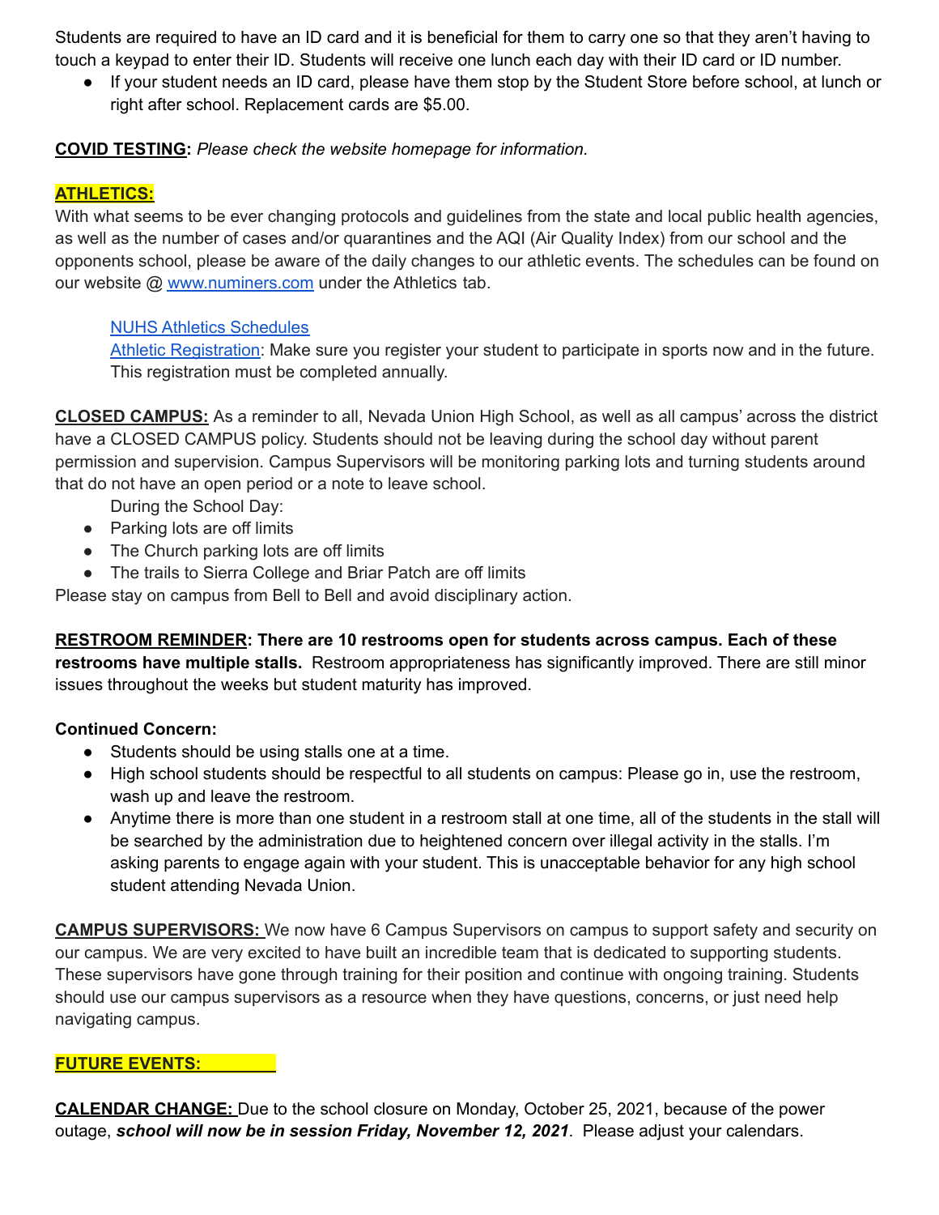Students are required to have an ID card and it is beneficial for them to carry one so that they aren't having to touch a keypad to enter their ID. Students will receive one lunch each day with their ID card or ID number.

- If your student needs an ID card, please have them stop by the Student Store before school, at lunch or right after school. Replacement cards are $5.00.

**COVID TESTING:** *Please check the website homepage for information.*

**ATHLETICS:**

With what seems to be ever changing protocols and guidelines from the state and local public health agencies, as well as the number of cases and/or quarantines and the AQI (Air Quality Index) from our school and the opponents school, please be aware of the daily changes to our athletic events. The schedules can be found on our website @ [www.numiners.com](www.numiners.com) under the Athletics tab.

> NUHS Athletics Schedules
>
> Athletic Registration: Make sure you register your student to participate in sports now and in the future. This registration must be completed annually.

**CLOSED CAMPUS:** As a reminder to all, Nevada Union High School, as well as all campus' across the district have a CLOSED CAMPUS policy. Students should not be leaving during the school day without parent permission and supervision. Campus Supervisors will be monitoring parking lots and turning students around that do not have an open period or a note to leave school.

During the School Day:

- Parking lots are off limits
- The Church parking lots are off limits
- The trails to Sierra College and Briar Patch are off limits

Please stay on campus from Bell to Bell and avoid disciplinary action.

**RESTROOM REMINDER: There are 10 restrooms open for students across campus. Each of these restrooms have multiple stalls.** Restroom appropriateness has significantly improved. There are still minor issues throughout the weeks but student maturity has improved.

**Continued Concern:**

- Students should be using stalls one at a time.
- High school students should be respectful to all students on campus: Please go in, use the restroom, wash up and leave the restroom.
- Anytime there is more than one student in a restroom stall at one time, all of the students in the stall will be searched by the administration due to heightened concern over illegal activity in the stalls. I'm asking parents to engage again with your student. This is unacceptable behavior for any high school student attending Nevada Union.

**CAMPUS SUPERVISORS:** We now have 6 Campus Supervisors on campus to support safety and security on our campus. We are very excited to have built an incredible team that is dedicated to supporting students. These supervisors have gone through training for their position and continue with ongoing training. Students should use our campus supervisors as a resource when they have questions, concerns, or just need help navigating campus.

**FUTURE EVENTS:**

**CALENDAR CHANGE:** Due to the school closure on Monday, October 25, 2021, because of the power outage, ***school will now be in session Friday, November 12, 2021***. Please adjust your calendars.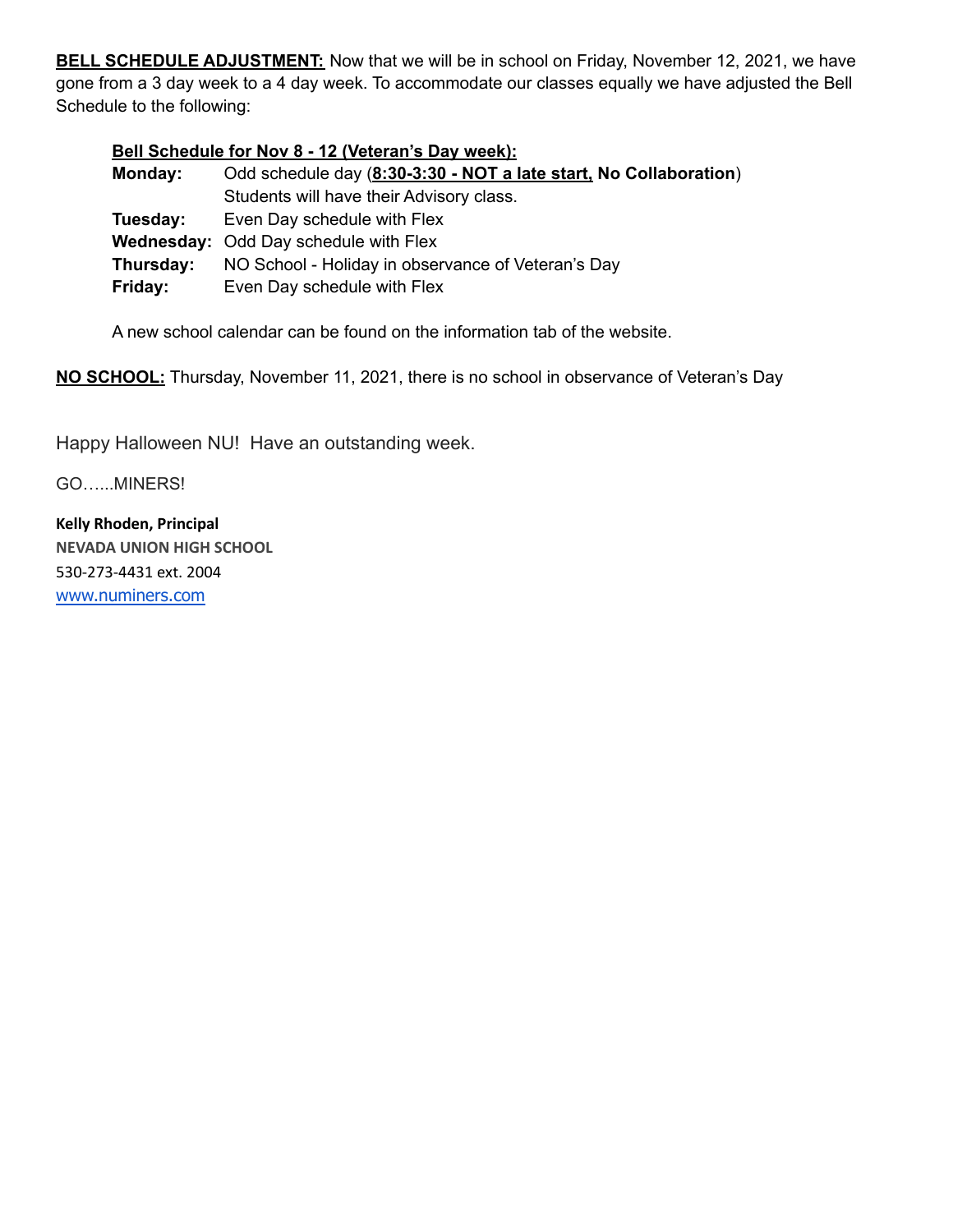**BELL SCHEDULE ADJUSTMENT:** Now that we will be in school on Friday, November 12, 2021, we have gone from a 3 day week to a 4 day week. To accommodate our classes equally we have adjusted the Bell Schedule to the following:

**Bell Schedule for Nov 8 - 12 (Veteran's Day week):**

| | |
|---|---|
| **Monday:** | Odd schedule day (**8:30-3:30 - NOT a late start, No Collaboration**) Students will have their Advisory class. |
| **Tuesday:** | Even Day schedule with Flex |
| **Wednesday:** | Odd Day schedule with Flex |
| **Thursday:** | NO School - Holiday in observance of Veteran's Day |
| **Friday:** | Even Day schedule with Flex |

A new school calendar can be found on the information tab of the website.

**NO SCHOOL:** Thursday, November 11, 2021, there is no school in observance of Veteran's Day

Happy Halloween NU! Have an outstanding week.

GO…...MINERS!

**Kelly Rhoden, Principal**
**NEVADA UNION HIGH SCHOOL**
530-273-4431 ext. 2004
www.numiners.com